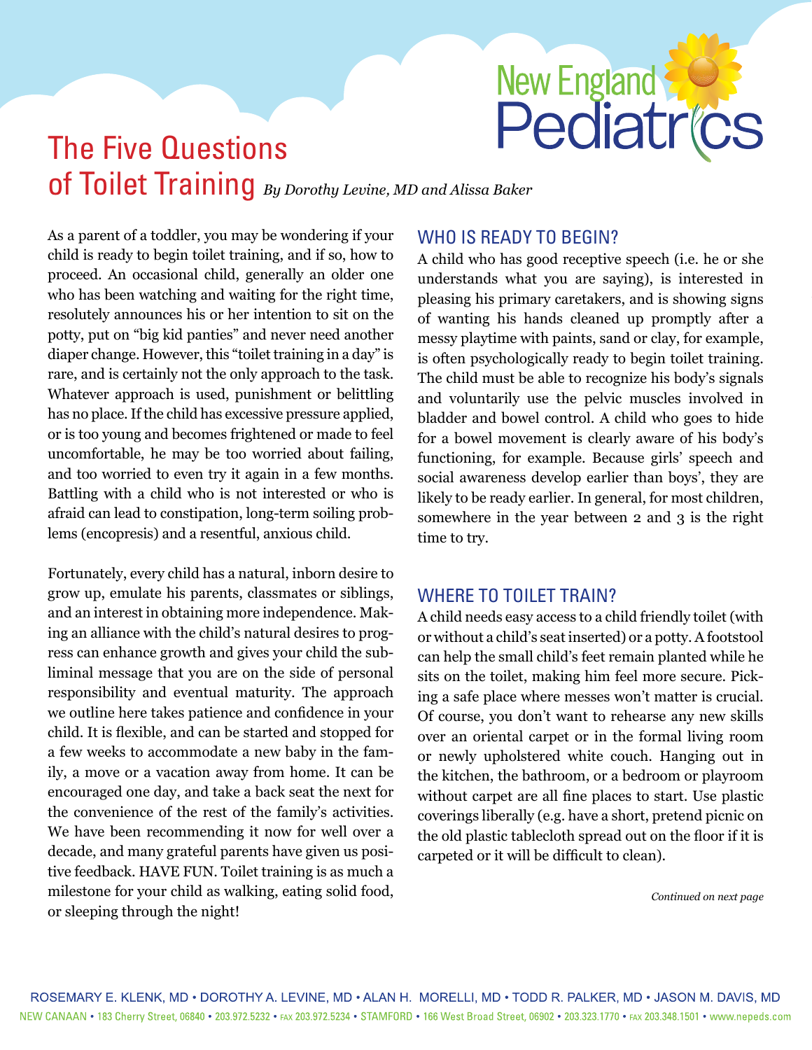# The Five Questions of Toilet Training

*By Dorothy Levine, MD and Alissa Baker*

As a parent of a toddler, you may be wondering if your child is ready to begin toilet training, and if so, how to proceed. An occasional child, generally an older one who has been watching and waiting for the right time, resolutely announces his or her intention to sit on the potty, put on "big kid panties" and never need another diaper change. However, this "toilet training in a day" is rare, and is certainly not the only approach to the task. Whatever approach is used, punishment or belittling has no place. If the child has excessive pressure applied, or is too young and becomes frightened or made to feel uncomfortable, he may be too worried about failing, and too worried to even try it again in a few months. Battling with a child who is not interested or who is afraid can lead to constipation, long-term soiling problems (encopresis) and a resentful, anxious child.

Fortunately, every child has a natural, inborn desire to grow up, emulate his parents, classmates or siblings, and an interest in obtaining more independence. Making an alliance with the child's natural desires to progress can enhance growth and gives your child the subliminal message that you are on the side of personal responsibility and eventual maturity. The approach we outline here takes patience and confidence in your child. It is flexible, and can be started and stopped for a few weeks to accommodate a new baby in the family, a move or a vacation away from home. It can be encouraged one day, and take a back seat the next for the convenience of the rest of the family's activities. We have been recommending it now for well over a decade, and many grateful parents have given us positive feedback. HAVE FUN. Toilet training is as much a milestone for your child as walking, eating solid food, or sleeping through the night!

## WHO IS READY TO BEGIN?

A child who has good receptive speech (i.e. he or she understands what you are saying), is interested in pleasing his primary caretakers, and is showing signs of wanting his hands cleaned up promptly after a messy playtime with paints, sand or clay, for example, is often psychologically ready to begin toilet training. The child must be able to recognize his body's signals and voluntarily use the pelvic muscles involved in bladder and bowel control. A child who goes to hide for a bowel movement is clearly aware of his body's functioning, for example. Because girls' speech and social awareness develop earlier than boys', they are likely to be ready earlier. In general, for most children, somewhere in the year between 2 and 3 is the right time to try.

## WHERE TO TOILET TRAIN?

A child needs easy access to a child friendly toilet (with or without a child's seat inserted) or a potty. A footstool can help the small child's feet remain planted while he sits on the toilet, making him feel more secure. Picking a safe place where messes won't matter is crucial. Of course, you don't want to rehearse any new skills over an oriental carpet or in the formal living room or newly upholstered white couch. Hanging out in the kitchen, the bathroom, or a bedroom or playroom without carpet are all fine places to start. Use plastic coverings liberally (e.g. have a short, pretend picnic on the old plastic tablecloth spread out on the floor if it is carpeted or it will be difficult to clean).

*Continued on next page*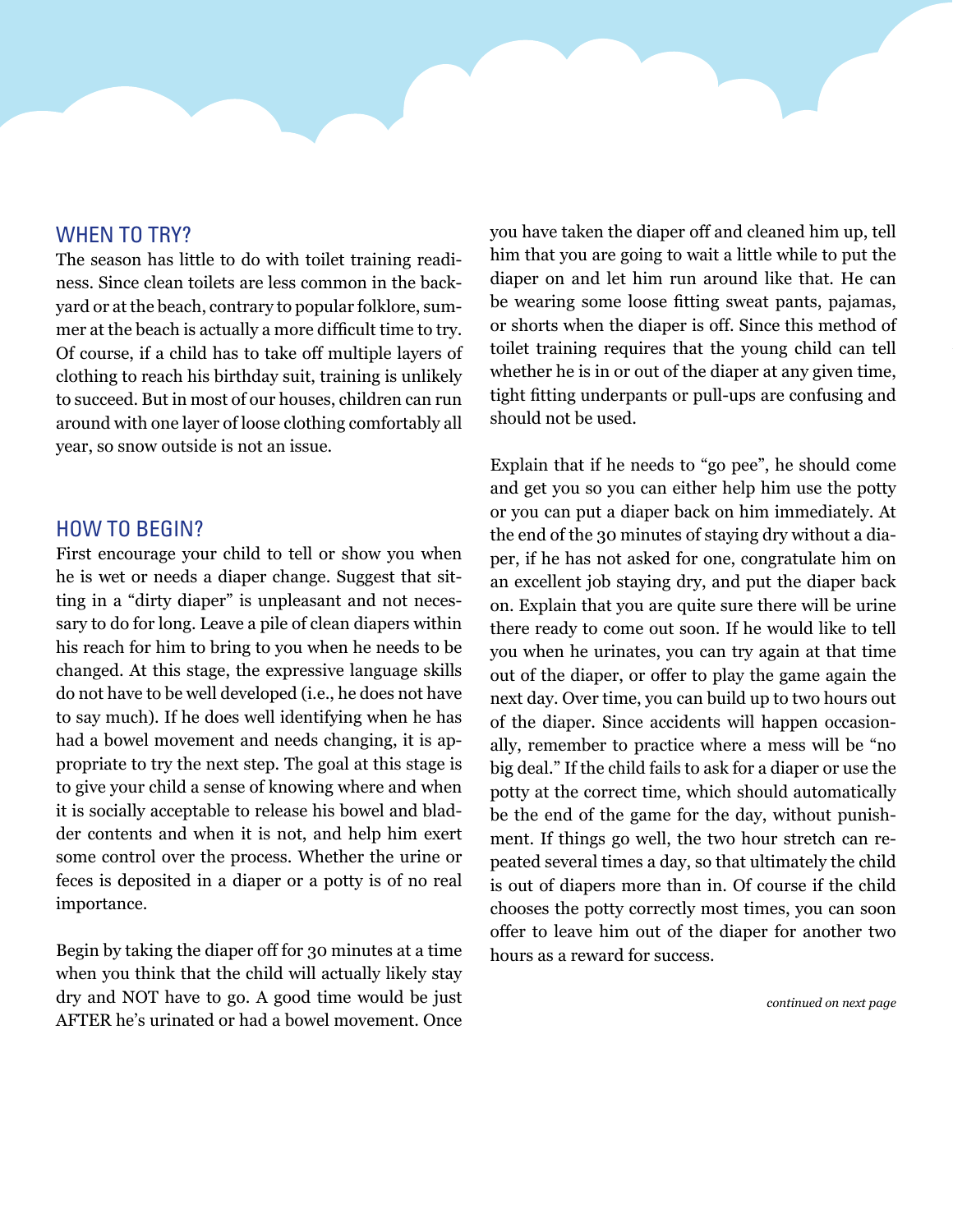## WHEN TO TRY?

The season has little to do with toilet training readiness. Since clean toilets are less common in the backyard or at the beach, contrary to popular folklore, summer at the beach is actually a more difficult time to try. Of course, if a child has to take off multiple layers of clothing to reach his birthday suit, training is unlikely to succeed. But in most of our houses, children can run around with one layer of loose clothing comfortably all year, so snow outside is not an issue.

## HOW TO BEGIN?

First encourage your child to tell or show you when he is wet or needs a diaper change. Suggest that sitting in a "dirty diaper" is unpleasant and not necessary to do for long. Leave a pile of clean diapers within his reach for him to bring to you when he needs to be changed. At this stage, the expressive language skills do not have to be well developed (i.e., he does not have to say much). If he does well identifying when he has had a bowel movement and needs changing, it is appropriate to try the next step. The goal at this stage is to give your child a sense of knowing where and when it is socially acceptable to release his bowel and bladder contents and when it is not, and help him exert some control over the process. Whether the urine or feces is deposited in a diaper or a potty is of no real importance.

Begin by taking the diaper off for 30 minutes at a time when you think that the child will actually likely stay dry and NOT have to go. A good time would be just AFTER he's urinated or had a bowel movement. Once you have taken the diaper off and cleaned him up, tell him that you are going to wait a little while to put the diaper on and let him run around like that. He can be wearing some loose fitting sweat pants, pajamas, or shorts when the diaper is off. Since this method of toilet training requires that the young child can tell whether he is in or out of the diaper at any given time, tight fitting underpants or pull-ups are confusing and should not be used.

Explain that if he needs to "go pee", he should come and get you so you can either help him use the potty or you can put a diaper back on him immediately. At the end of the 30 minutes of staying dry without a diaper, if he has not asked for one, congratulate him on an excellent job staying dry, and put the diaper back on. Explain that you are quite sure there will be urine there ready to come out soon. If he would like to tell you when he urinates, you can try again at that time out of the diaper, or offer to play the game again the next day. Over time, you can build up to two hours out of the diaper. Since accidents will happen occasionally, remember to practice where a mess will be "no big deal." If the child fails to ask for a diaper or use the potty at the correct time, which should automatically be the end of the game for the day, without punishment. If things go well, the two hour stretch can repeated several times a day, so that ultimately the child is out of diapers more than in. Of course if the child chooses the potty correctly most times, you can soon offer to leave him out of the diaper for another two hours as a reward for success.

*continued on next page*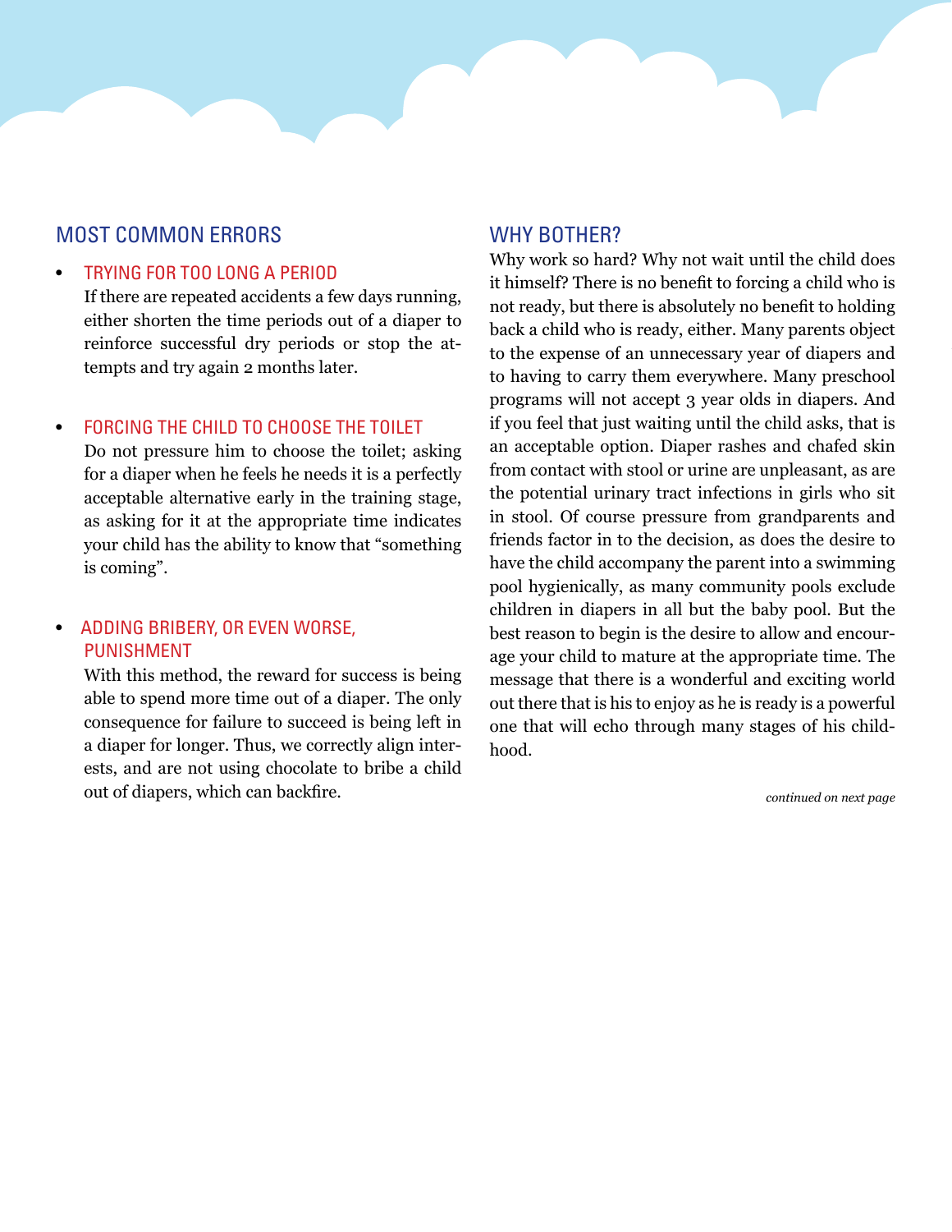## MOST COMMON ERRORS

- **TRYING FOR TOO LONG A PERIOD**
  If there are repeated accidents a few days running, either shorten the time periods out of a diaper to reinforce successful dry periods or stop the attempts and try again 2 months later.

- **FORCING THE CHILD TO CHOOSE THE TOILET**
  Do not pressure him to choose the toilet; asking for a diaper when he feels he needs it is a perfectly acceptable alternative early in the training stage, as asking for it at the appropriate time indicates your child has the ability to know that "something is coming".

- **ADDING BRIBERY, OR EVEN WORSE, PUNISHMENT**
  With this method, the reward for success is being able to spend more time out of a diaper. The only consequence for failure to succeed is being left in a diaper for longer. Thus, we correctly align interests, and are not using chocolate to bribe a child out of diapers, which can backfire.

## WHY BOTHER?

Why work so hard? Why not wait until the child does it himself? There is no benefit to forcing a child who is not ready, but there is absolutely no benefit to holding back a child who is ready, either. Many parents object to the expense of an unnecessary year of diapers and to having to carry them everywhere. Many preschool programs will not accept 3 year olds in diapers. And if you feel that just waiting until the child asks, that is an acceptable option. Diaper rashes and chafed skin from contact with stool or urine are unpleasant, as are the potential urinary tract infections in girls who sit in stool. Of course pressure from grandparents and friends factor in to the decision, as does the desire to have the child accompany the parent into a swimming pool hygienically, as many community pools exclude children in diapers in all but the baby pool. But the best reason to begin is the desire to allow and encourage your child to mature at the appropriate time. The message that there is a wonderful and exciting world out there that is his to enjoy as he is ready is a powerful one that will echo through many stages of his childhood.

*continued on next page*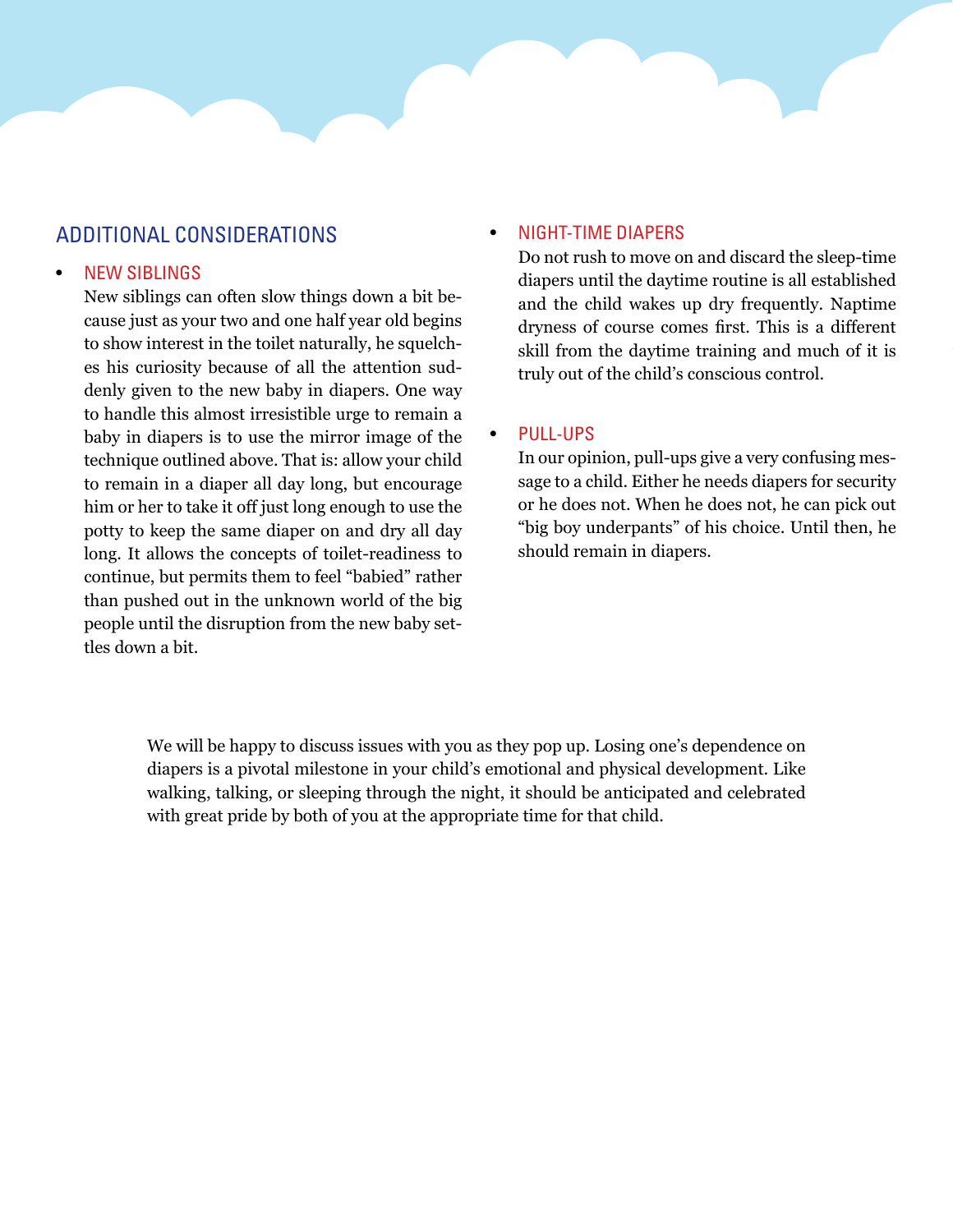## ADDITIONAL CONSIDERATIONS

- **NEW SIBLINGS**
  New siblings can often slow things down a bit because just as your two and one half year old begins to show interest in the toilet naturally, he squelches his curiosity because of all the attention suddenly given to the new baby in diapers. One way to handle this almost irresistible urge to remain a baby in diapers is to use the mirror image of the technique outlined above. That is: allow your child to remain in a diaper all day long, but encourage him or her to take it off just long enough to use the potty to keep the same diaper on and dry all day long. It allows the concepts of toilet-readiness to continue, but permits them to feel "babied" rather than pushed out in the unknown world of the big people until the disruption from the new baby settles down a bit.

- **NIGHT-TIME DIAPERS**
  Do not rush to move on and discard the sleep-time diapers until the daytime routine is all established and the child wakes up dry frequently. Naptime dryness of course comes first. This is a different skill from the daytime training and much of it is truly out of the child's conscious control.

- **PULL-UPS**
  In our opinion, pull-ups give a very confusing message to a child. Either he needs diapers for security or he does not. When he does not, he can pick out "big boy underpants" of his choice. Until then, he should remain in diapers.

We will be happy to discuss issues with you as they pop up. Losing one's dependence on diapers is a pivotal milestone in your child's emotional and physical development. Like walking, talking, or sleeping through the night, it should be anticipated and celebrated with great pride by both of you at the appropriate time for that child.